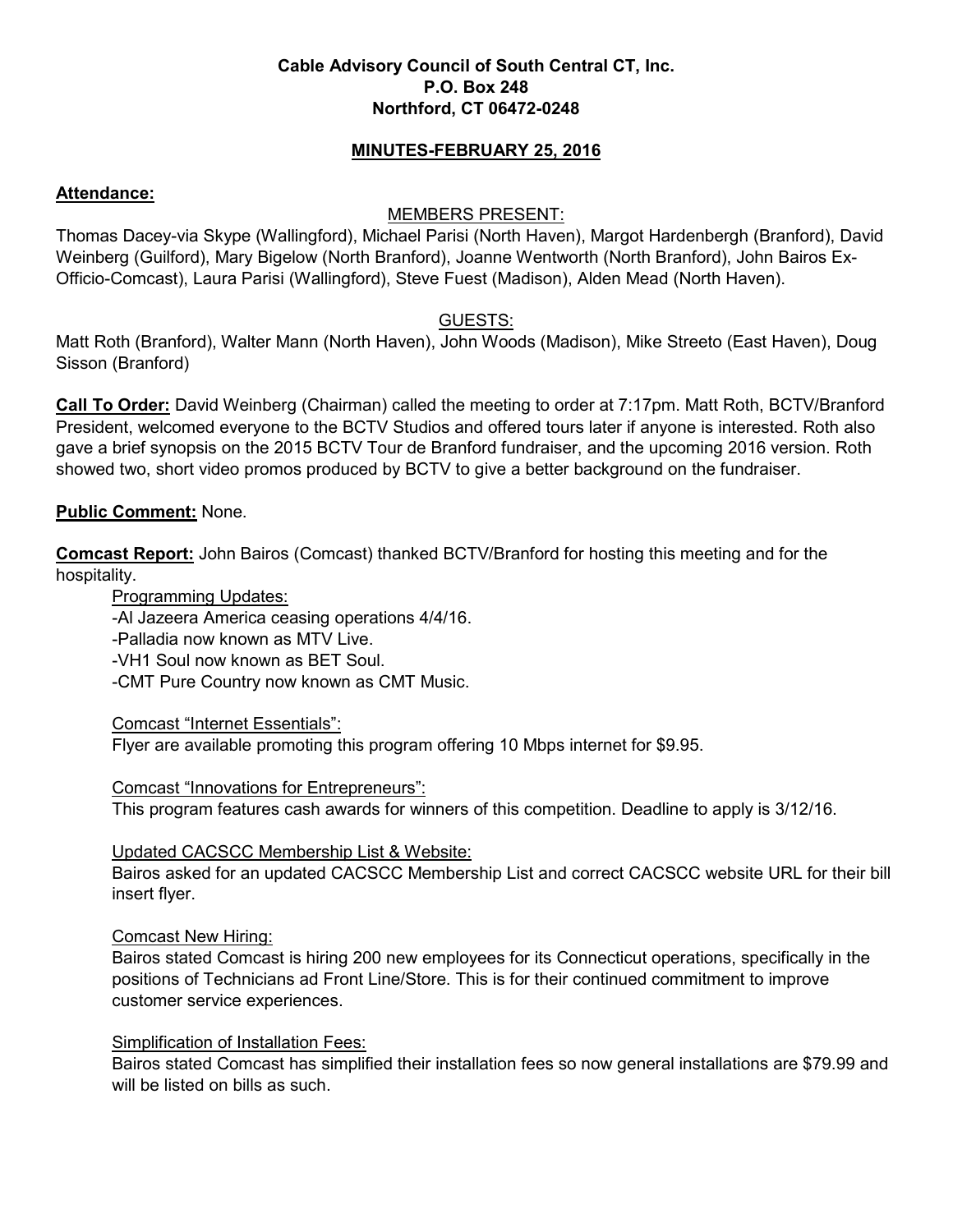**Cable Advisory Council of South Central CT, Inc.**
**P.O. Box 248**
**Northford, CT 06472-0248**

**MINUTES-FEBRUARY 25, 2016**

**Attendance:**

MEMBERS PRESENT:

Thomas Dacey-via Skype (Wallingford), Michael Parisi (North Haven), Margot Hardenbergh (Branford), David Weinberg (Guilford), Mary Bigelow (North Branford), Joanne Wentworth (North Branford), John Bairos Ex-Officio-Comcast), Laura Parisi (Wallingford), Steve Fuest (Madison), Alden Mead (North Haven).

GUESTS:

Matt Roth (Branford), Walter Mann (North Haven), John Woods (Madison), Mike Streeto (East Haven), Doug Sisson (Branford)

**Call To Order:** David Weinberg (Chairman) called the meeting to order at 7:17pm. Matt Roth, BCTV/Branford President, welcomed everyone to the BCTV Studios and offered tours later if anyone is interested. Roth also gave a brief synopsis on the 2015 BCTV Tour de Branford fundraiser, and the upcoming 2016 version. Roth showed two, short video promos produced by BCTV to give a better background on the fundraiser.

**Public Comment:** None.

**Comcast Report:** John Bairos (Comcast) thanked BCTV/Branford for hosting this meeting and for the hospitality.

Programming Updates:
-Al Jazeera America ceasing operations 4/4/16.
-Palladia now known as MTV Live.
-VH1 Soul now known as BET Soul.
-CMT Pure Country now known as CMT Music.

Comcast "Internet Essentials":
Flyer are available promoting this program offering 10 Mbps internet for $9.95.

Comcast "Innovations for Entrepreneurs":
This program features cash awards for winners of this competition. Deadline to apply is 3/12/16.

Updated CACSCC Membership List & Website:
Bairos asked for an updated CACSCC Membership List and correct CACSCC website URL for their bill insert flyer.

Comcast New Hiring:
Bairos stated Comcast is hiring 200 new employees for its Connecticut operations, specifically in the positions of Technicians ad Front Line/Store. This is for their continued commitment to improve customer service experiences.

Simplification of Installation Fees:
Bairos stated Comcast has simplified their installation fees so now general installations are $79.99 and will be listed on bills as such.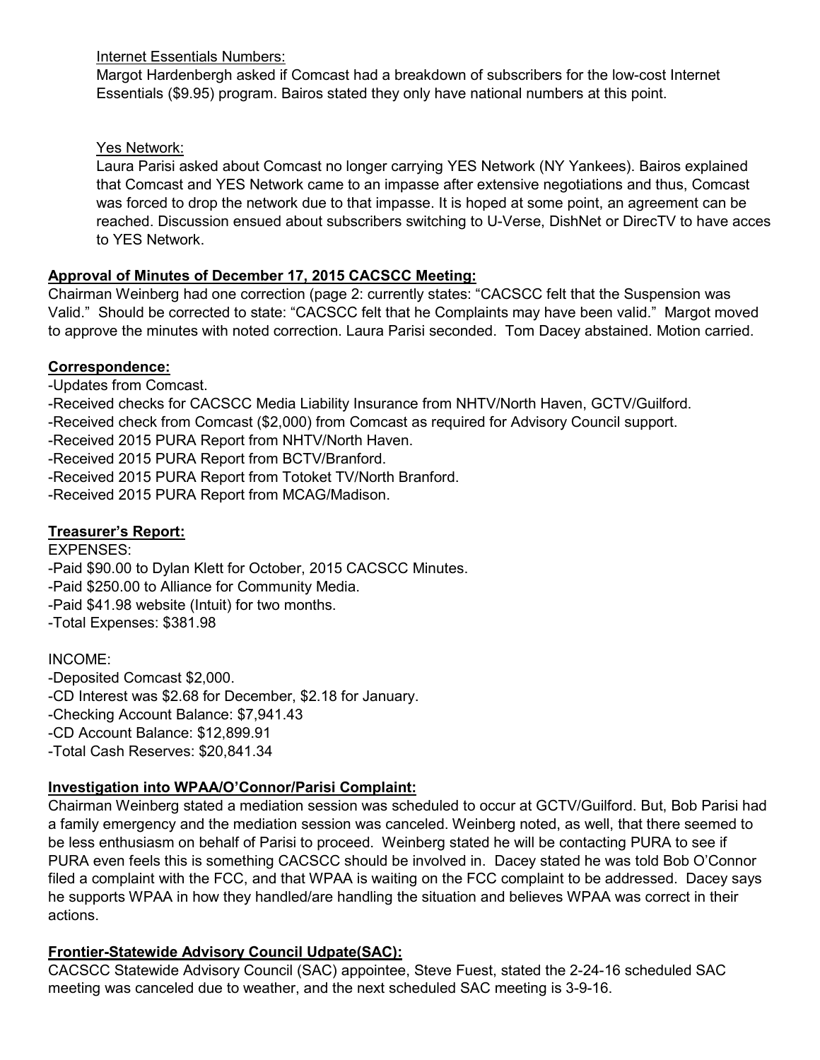Internet Essentials Numbers:
Margot Hardenbergh asked if Comcast had a breakdown of subscribers for the low-cost Internet Essentials ($9.95) program. Bairos stated they only have national numbers at this point.

Yes Network:
Laura Parisi asked about Comcast no longer carrying YES Network (NY Yankees). Bairos explained that Comcast and YES Network came to an impasse after extensive negotiations and thus, Comcast was forced to drop the network due to that impasse. It is hoped at some point, an agreement can be reached. Discussion ensued about subscribers switching to U-Verse, DishNet or DirecTV to have acces to YES Network.

**Approval of Minutes of December 17, 2015 CACSCC Meeting:**

Chairman Weinberg had one correction (page 2: currently states: "CACSCC felt that the Suspension was Valid." Should be corrected to state: "CACSCC felt that he Complaints may have been valid." Margot moved to approve the minutes with noted correction. Laura Parisi seconded. Tom Dacey abstained. Motion carried.

**Correspondence:**

- Updates from Comcast.
- Received checks for CACSCC Media Liability Insurance from NHTV/North Haven, GCTV/Guilford.
- Received check from Comcast ($2,000) from Comcast as required for Advisory Council support.
- Received 2015 PURA Report from NHTV/North Haven.
- Received 2015 PURA Report from BCTV/Branford.
- Received 2015 PURA Report from Totoket TV/North Branford.
- Received 2015 PURA Report from MCAG/Madison.

**Treasurer's Report:**

EXPENSES:
- Paid $90.00 to Dylan Klett for October, 2015 CACSCC Minutes.
- Paid $250.00 to Alliance for Community Media.
- Paid $41.98 website (Intuit) for two months.
- Total Expenses: $381.98

INCOME:
- Deposited Comcast $2,000.
- CD Interest was $2.68 for December, $2.18 for January.
- Checking Account Balance: $7,941.43
- CD Account Balance: $12,899.91
- Total Cash Reserves: $20,841.34

**Investigation into WPAA/O'Connor/Parisi Complaint:**

Chairman Weinberg stated a mediation session was scheduled to occur at GCTV/Guilford. But, Bob Parisi had a family emergency and the mediation session was canceled. Weinberg noted, as well, that there seemed to be less enthusiasm on behalf of Parisi to proceed. Weinberg stated he will be contacting PURA to see if PURA even feels this is something CACSCC should be involved in. Dacey stated he was told Bob O'Connor filed a complaint with the FCC, and that WPAA is waiting on the FCC complaint to be addressed. Dacey says he supports WPAA in how they handled/are handling the situation and believes WPAA was correct in their actions.

**Frontier-Statewide Advisory Council Udpate(SAC):**

CACSCC Statewide Advisory Council (SAC) appointee, Steve Fuest, stated the 2-24-16 scheduled SAC meeting was canceled due to weather, and the next scheduled SAC meeting is 3-9-16.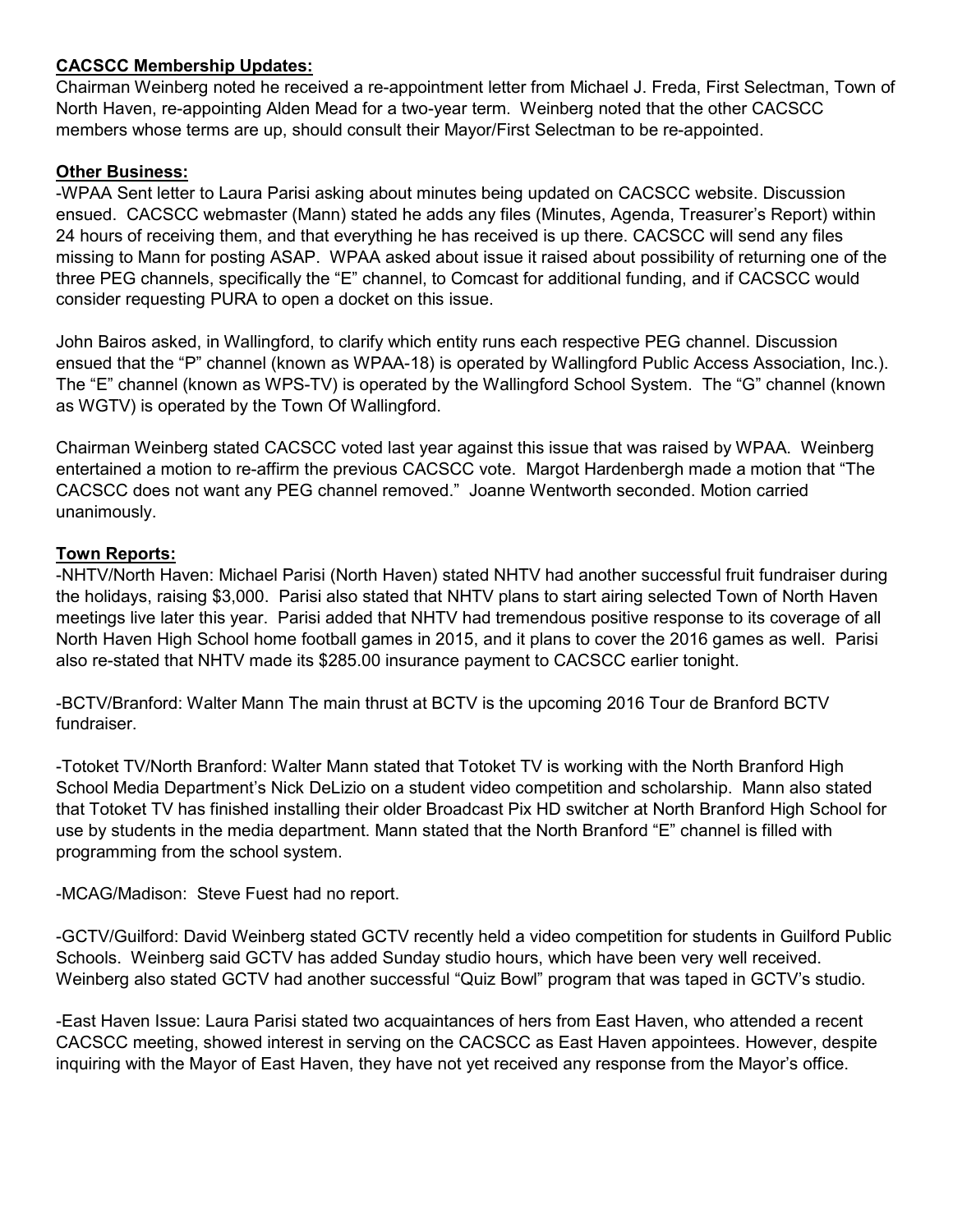**CACSCC Membership Updates:**
Chairman Weinberg noted he received a re-appointment letter from Michael J. Freda, First Selectman, Town of North Haven, re-appointing Alden Mead for a two-year term. Weinberg noted that the other CACSCC members whose terms are up, should consult their Mayor/First Selectman to be re-appointed.

**Other Business:**
-WPAA Sent letter to Laura Parisi asking about minutes being updated on CACSCC website. Discussion ensued. CACSCC webmaster (Mann) stated he adds any files (Minutes, Agenda, Treasurer's Report) within 24 hours of receiving them, and that everything he has received is up there. CACSCC will send any files missing to Mann for posting ASAP. WPAA asked about issue it raised about possibility of returning one of the three PEG channels, specifically the "E" channel, to Comcast for additional funding, and if CACSCC would consider requesting PURA to open a docket on this issue.

John Bairos asked, in Wallingford, to clarify which entity runs each respective PEG channel. Discussion ensued that the "P" channel (known as WPAA-18) is operated by Wallingford Public Access Association, Inc.). The "E" channel (known as WPS-TV) is operated by the Wallingford School System. The "G" channel (known as WGTV) is operated by the Town Of Wallingford.

Chairman Weinberg stated CACSCC voted last year against this issue that was raised by WPAA. Weinberg entertained a motion to re-affirm the previous CACSCC vote. Margot Hardenbergh made a motion that "The CACSCC does not want any PEG channel removed." Joanne Wentworth seconded. Motion carried unanimously.

**Town Reports:**
-NHTV/North Haven: Michael Parisi (North Haven) stated NHTV had another successful fruit fundraiser during the holidays, raising $3,000. Parisi also stated that NHTV plans to start airing selected Town of North Haven meetings live later this year. Parisi added that NHTV had tremendous positive response to its coverage of all North Haven High School home football games in 2015, and it plans to cover the 2016 games as well. Parisi also re-stated that NHTV made its $285.00 insurance payment to CACSCC earlier tonight.

-BCTV/Branford: Walter Mann The main thrust at BCTV is the upcoming 2016 Tour de Branford BCTV fundraiser.

-Totoket TV/North Branford: Walter Mann stated that Totoket TV is working with the North Branford High School Media Department's Nick DeLizio on a student video competition and scholarship. Mann also stated that Totoket TV has finished installing their older Broadcast Pix HD switcher at North Branford High School for use by students in the media department. Mann stated that the North Branford "E" channel is filled with programming from the school system.

-MCAG/Madison: Steve Fuest had no report.

-GCTV/Guilford: David Weinberg stated GCTV recently held a video competition for students in Guilford Public Schools. Weinberg said GCTV has added Sunday studio hours, which have been very well received. Weinberg also stated GCTV had another successful "Quiz Bowl" program that was taped in GCTV's studio.

-East Haven Issue: Laura Parisi stated two acquaintances of hers from East Haven, who attended a recent CACSCC meeting, showed interest in serving on the CACSCC as East Haven appointees. However, despite inquiring with the Mayor of East Haven, they have not yet received any response from the Mayor's office.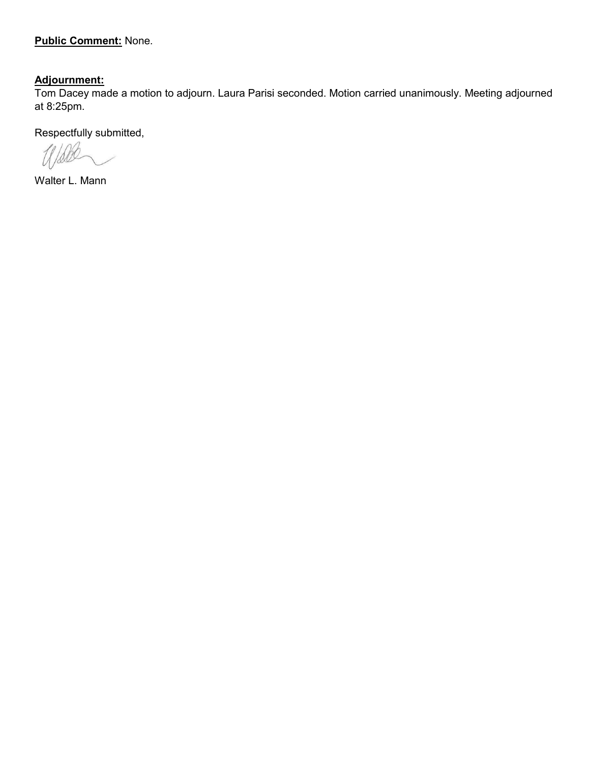**Public Comment:** None.

**Adjournment:**
Tom Dacey made a motion to adjourn. Laura Parisi seconded. Motion carried unanimously. Meeting adjourned at 8:25pm.

Respectfully submitted,

Walter L. Mann